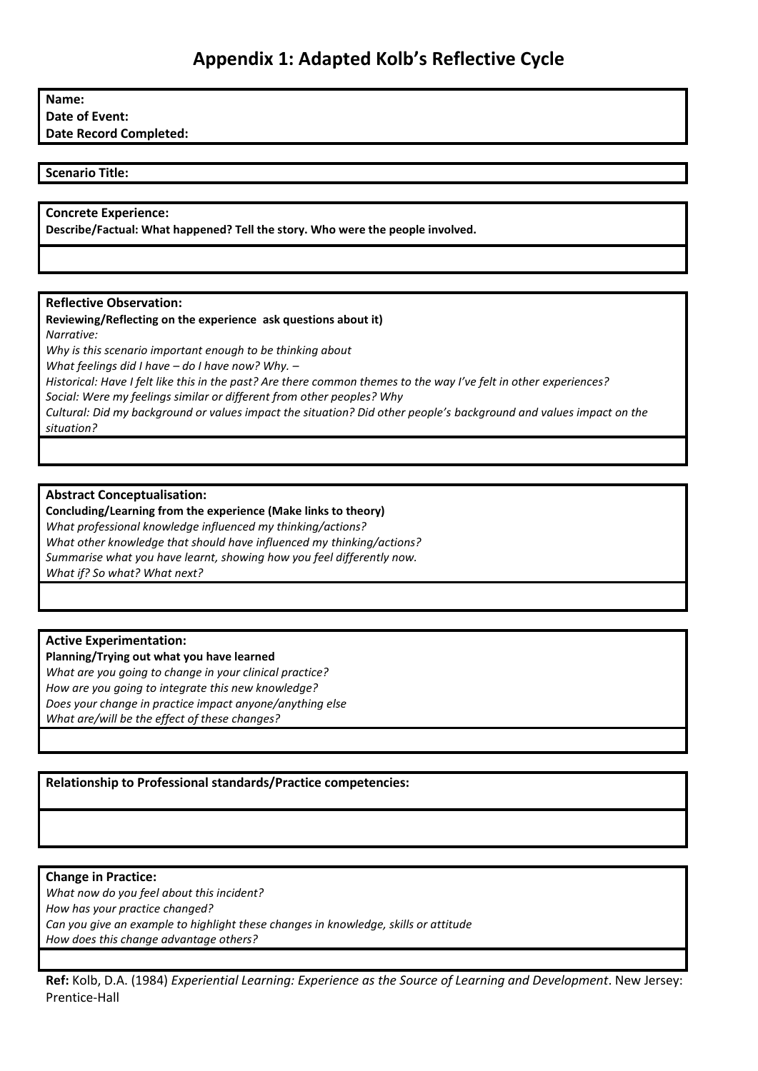# Appendix 1: Adapted Kolb's Reflective Cycle

**Name:**
**Date of Event:**
**Date Record Completed:**

**Scenario Title:**

**Concrete Experience:**
**Describe/Factual: What happened? Tell the story. Who were the people involved.**

**Reflective Observation:**
**Reviewing/Reflecting on the experience ask questions about it)**
*Narrative:*
*Why is this scenario important enough to be thinking about*
*What feelings did I have – do I have now? Why. –*
*Historical: Have I felt like this in the past? Are there common themes to the way I've felt in other experiences?*
*Social: Were my feelings similar or different from other peoples? Why*
*Cultural: Did my background or values impact the situation? Did other people's background and values impact on the situation?*

**Abstract Conceptualisation:**
**Concluding/Learning from the experience (Make links to theory)**
*What professional knowledge influenced my thinking/actions?*
*What other knowledge that should have influenced my thinking/actions?*
*Summarise what you have learnt, showing how you feel differently now.*
*What if? So what? What next?*

**Active Experimentation:**
**Planning/Trying out what you have learned**
*What are you going to change in your clinical practice?*
*How are you going to integrate this new knowledge?*
*Does your change in practice impact anyone/anything else*
*What are/will be the effect of these changes?*

**Relationship to Professional standards/Practice competencies:**

**Change in Practice:**
*What now do you feel about this incident?*
*How has your practice changed?*
*Can you give an example to highlight these changes in knowledge, skills or attitude*
*How does this change advantage others?*

**Ref:** Kolb, D.A. (1984) *Experiential Learning: Experience as the Source of Learning and Development*. New Jersey: Prentice-Hall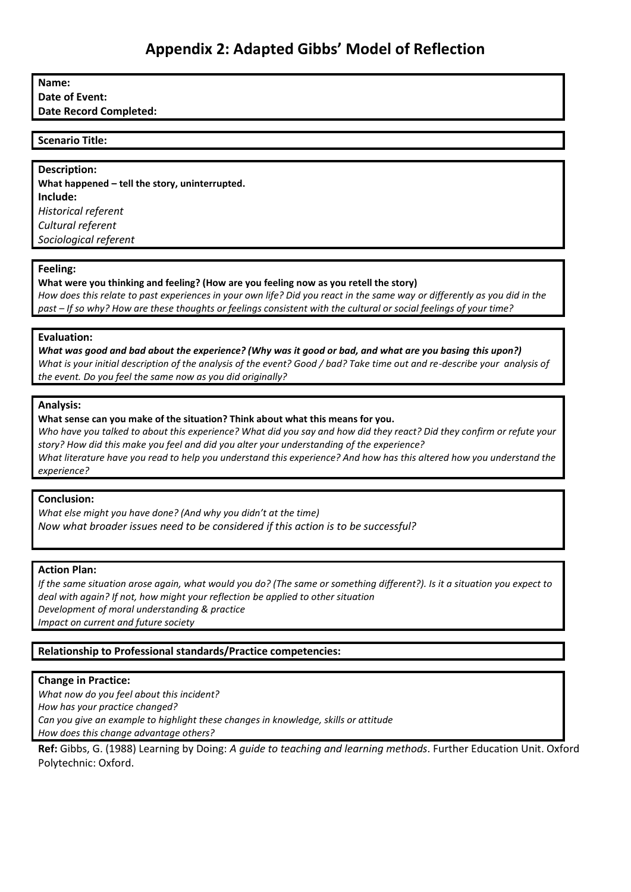# Appendix 2: Adapted Gibbs' Model of Reflection

**Name:**
**Date of Event:**
**Date Record Completed:**

**Scenario Title:**

**Description:**
**What happened – tell the story, uninterrupted.**
**Include:**
*Historical referent*
*Cultural referent*
*Sociological referent*

**Feeling:**
**What were you thinking and feeling? (How are you feeling now as you retell the story)**
*How does this relate to past experiences in your own life? Did you react in the same way or differently as you did in the past – If so why? How are these thoughts or feelings consistent with the cultural or social feelings of your time?*

**Evaluation:**
***What was good and bad about the experience? (Why was it good or bad, and what are you basing this upon?)***
*What is your initial description of the analysis of the event? Good / bad? Take time out and re-describe your analysis of the event. Do you feel the same now as you did originally?*

**Analysis:**
**What sense can you make of the situation? Think about what this means for you.**
*Who have you talked to about this experience? What did you say and how did they react? Did they confirm or refute your story? How did this make you feel and did you alter your understanding of the experience?*
*What literature have you read to help you understand this experience? And how has this altered how you understand the experience?*

**Conclusion:**
*What else might you have done? (And why you didn't at the time)*
*Now what broader issues need to be considered if this action is to be successful?*

**Action Plan:**
*If the same situation arose again, what would you do? (The same or something different?). Is it a situation you expect to deal with again? If not, how might your reflection be applied to other situation*
*Development of moral understanding & practice*
*Impact on current and future society*

**Relationship to Professional standards/Practice competencies:**

**Change in Practice:**
*What now do you feel about this incident?*
*How has your practice changed?*
*Can you give an example to highlight these changes in knowledge, skills or attitude*
*How does this change advantage others?*

**Ref:** Gibbs, G. (1988) Learning by Doing: *A guide to teaching and learning methods*. Further Education Unit. Oxford Polytechnic: Oxford.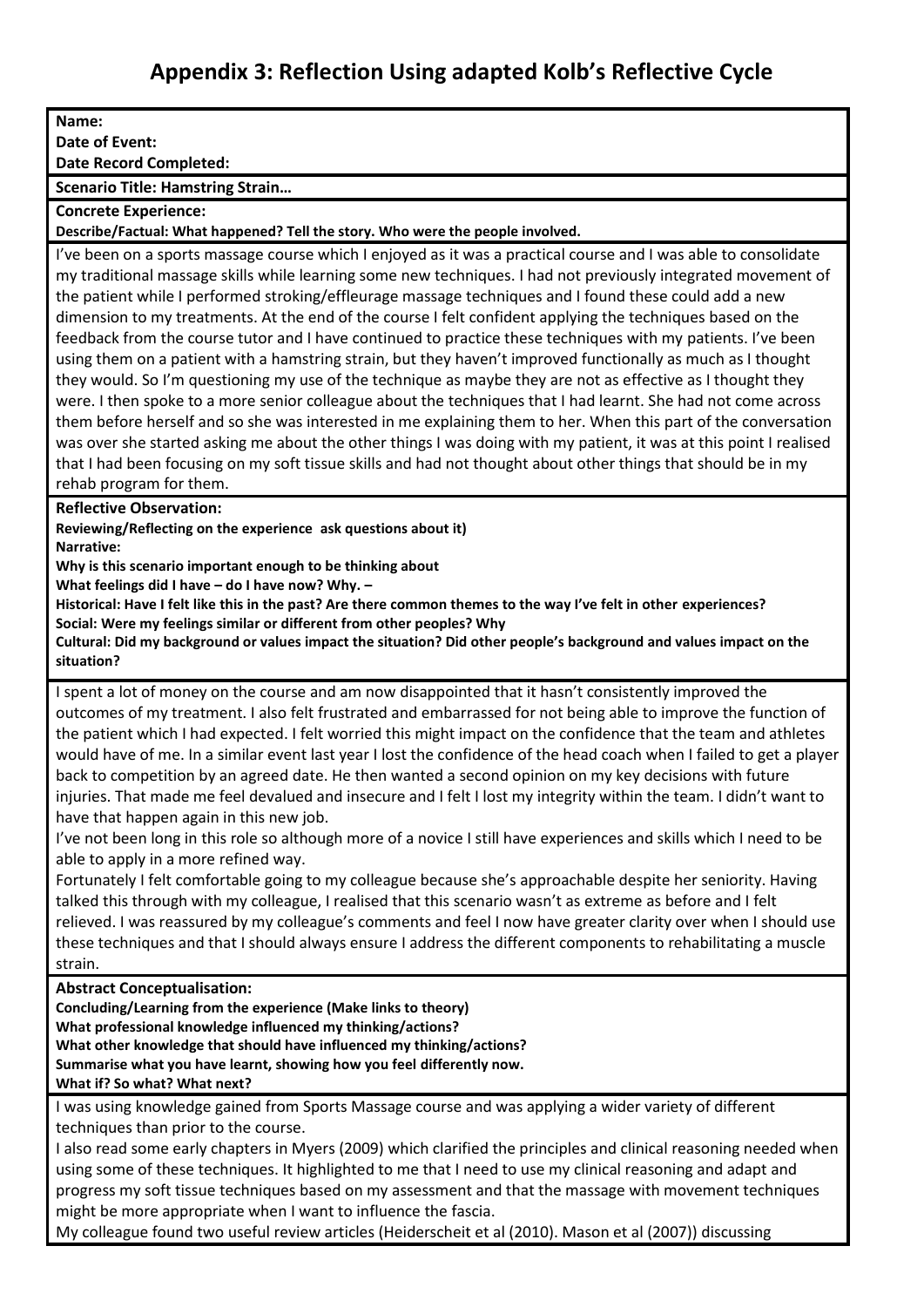# Appendix 3: Reflection Using adapted Kolb's Reflective Cycle

**Name:**
**Date of Event:**
**Date Record Completed:**

**Scenario Title: Hamstring Strain…**

**Concrete Experience:**
**Describe/Factual: What happened? Tell the story. Who were the people involved.**

I've been on a sports massage course which I enjoyed as it was a practical course and I was able to consolidate my traditional massage skills while learning some new techniques. I had not previously integrated movement of the patient while I performed stroking/effleurage massage techniques and I found these could add a new dimension to my treatments. At the end of the course I felt confident applying the techniques based on the feedback from the course tutor and I have continued to practice these techniques with my patients. I've been using them on a patient with a hamstring strain, but they haven't improved functionally as much as I thought they would. So I'm questioning my use of the technique as maybe they are not as effective as I thought they were. I then spoke to a more senior colleague about the techniques that I had learnt. She had not come across them before herself and so she was interested in me explaining them to her. When this part of the conversation was over she started asking me about the other things I was doing with my patient, it was at this point I realised that I had been focusing on my soft tissue skills and had not thought about other things that should be in my rehab program for them.

**Reflective Observation:**
**Reviewing/Reflecting on the experience ask questions about it)**
**Narrative:**
**Why is this scenario important enough to be thinking about**
**What feelings did I have – do I have now? Why. –**
**Historical: Have I felt like this in the past? Are there common themes to the way I've felt in other experiences?**
**Social: Were my feelings similar or different from other peoples? Why**
**Cultural: Did my background or values impact the situation? Did other people's background and values impact on the situation?**

I spent a lot of money on the course and am now disappointed that it hasn't consistently improved the outcomes of my treatment. I also felt frustrated and embarrassed for not being able to improve the function of the patient which I had expected. I felt worried this might impact on the confidence that the team and athletes would have of me. In a similar event last year I lost the confidence of the head coach when I failed to get a player back to competition by an agreed date. He then wanted a second opinion on my key decisions with future injuries. That made me feel devalued and insecure and I felt I lost my integrity within the team. I didn't want to have that happen again in this new job.

I've not been long in this role so although more of a novice I still have experiences and skills which I need to be able to apply in a more refined way.

Fortunately I felt comfortable going to my colleague because she's approachable despite her seniority. Having talked this through with my colleague, I realised that this scenario wasn't as extreme as before and I felt relieved. I was reassured by my colleague's comments and feel I now have greater clarity over when I should use these techniques and that I should always ensure I address the different components to rehabilitating a muscle strain.

**Abstract Conceptualisation:**
**Concluding/Learning from the experience (Make links to theory)**
**What professional knowledge influenced my thinking/actions?**
**What other knowledge that should have influenced my thinking/actions?**
**Summarise what you have learnt, showing how you feel differently now.**
**What if? So what? What next?**

I was using knowledge gained from Sports Massage course and was applying a wider variety of different techniques than prior to the course.

I also read some early chapters in Myers (2009) which clarified the principles and clinical reasoning needed when using some of these techniques. It highlighted to me that I need to use my clinical reasoning and adapt and progress my soft tissue techniques based on my assessment and that the massage with movement techniques might be more appropriate when I want to influence the fascia.

My colleague found two useful review articles (Heiderscheit et al (2010). Mason et al (2007)) discussing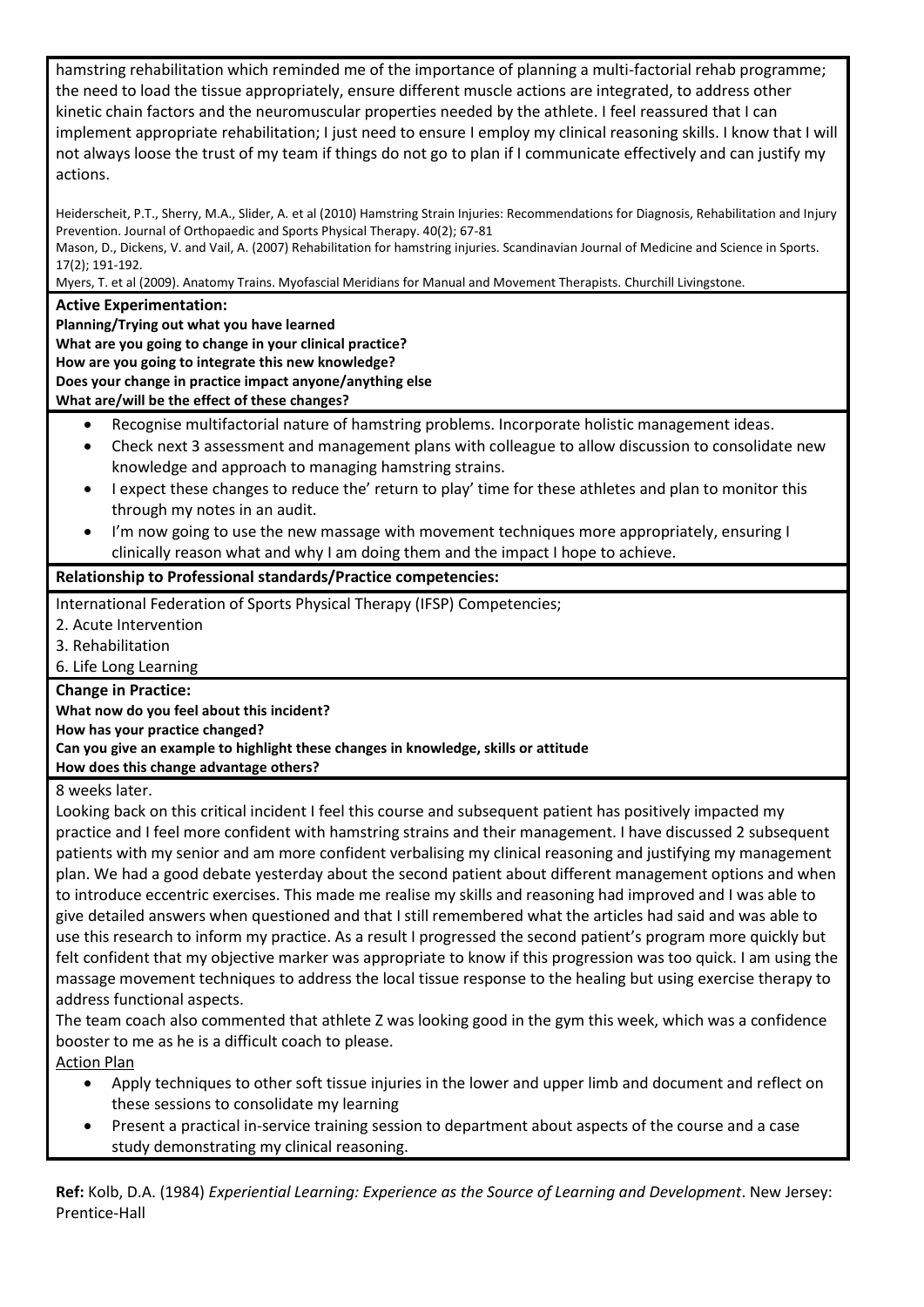hamstring rehabilitation which reminded me of the importance of planning a multi-factorial rehab programme; the need to load the tissue appropriately, ensure different muscle actions are integrated, to address other kinetic chain factors and the neuromuscular properties needed by the athlete. I feel reassured that I can implement appropriate rehabilitation; I just need to ensure I employ my clinical reasoning skills. I know that I will not always loose the trust of my team if things do not go to plan if I communicate effectively and can justify my actions.

Heiderscheit, P.T., Sherry, M.A., Slider, A. et al (2010) Hamstring Strain Injuries: Recommendations for Diagnosis, Rehabilitation and Injury Prevention. Journal of Orthopaedic and Sports Physical Therapy. 40(2); 67-81

Mason, D., Dickens, V. and Vail, A. (2007) Rehabilitation for hamstring injuries. Scandinavian Journal of Medicine and Science in Sports. 17(2); 191-192.

Myers, T. et al (2009). Anatomy Trains. Myofascial Meridians for Manual and Movement Therapists. Churchill Livingstone.

**Active Experimentation:**
**Planning/Trying out what you have learned**
**What are you going to change in your clinical practice?**
**How are you going to integrate this new knowledge?**
**Does your change in practice impact anyone/anything else**
**What are/will be the effect of these changes?**

- Recognise multifactorial nature of hamstring problems. Incorporate holistic management ideas.
- Check next 3 assessment and management plans with colleague to allow discussion to consolidate new knowledge and approach to managing hamstring strains.
- I expect these changes to reduce the' return to play' time for these athletes and plan to monitor this through my notes in an audit.
- I'm now going to use the new massage with movement techniques more appropriately, ensuring I clinically reason what and why I am doing them and the impact I hope to achieve.

**Relationship to Professional standards/Practice competencies:**

International Federation of Sports Physical Therapy (IFSP) Competencies;
2. Acute Intervention
3. Rehabilitation
6. Life Long Learning

**Change in Practice:**
**What now do you feel about this incident?**
**How has your practice changed?**
**Can you give an example to highlight these changes in knowledge, skills or attitude**
**How does this change advantage others?**

8 weeks later.

Looking back on this critical incident I feel this course and subsequent patient has positively impacted my practice and I feel more confident with hamstring strains and their management. I have discussed 2 subsequent patients with my senior and am more confident verbalising my clinical reasoning and justifying my management plan. We had a good debate yesterday about the second patient about different management options and when to introduce eccentric exercises. This made me realise my skills and reasoning had improved and I was able to give detailed answers when questioned and that I still remembered what the articles had said and was able to use this research to inform my practice. As a result I progressed the second patient's program more quickly but felt confident that my objective marker was appropriate to know if this progression was too quick. I am using the massage movement techniques to address the local tissue response to the healing but using exercise therapy to address functional aspects.

The team coach also commented that athlete Z was looking good in the gym this week, which was a confidence booster to me as he is a difficult coach to please.

Action Plan

- Apply techniques to other soft tissue injuries in the lower and upper limb and document and reflect on these sessions to consolidate my learning
- Present a practical in-service training session to department about aspects of the course and a case study demonstrating my clinical reasoning.

**Ref:** Kolb, D.A. (1984) *Experiential Learning: Experience as the Source of Learning and Development*. New Jersey: Prentice-Hall